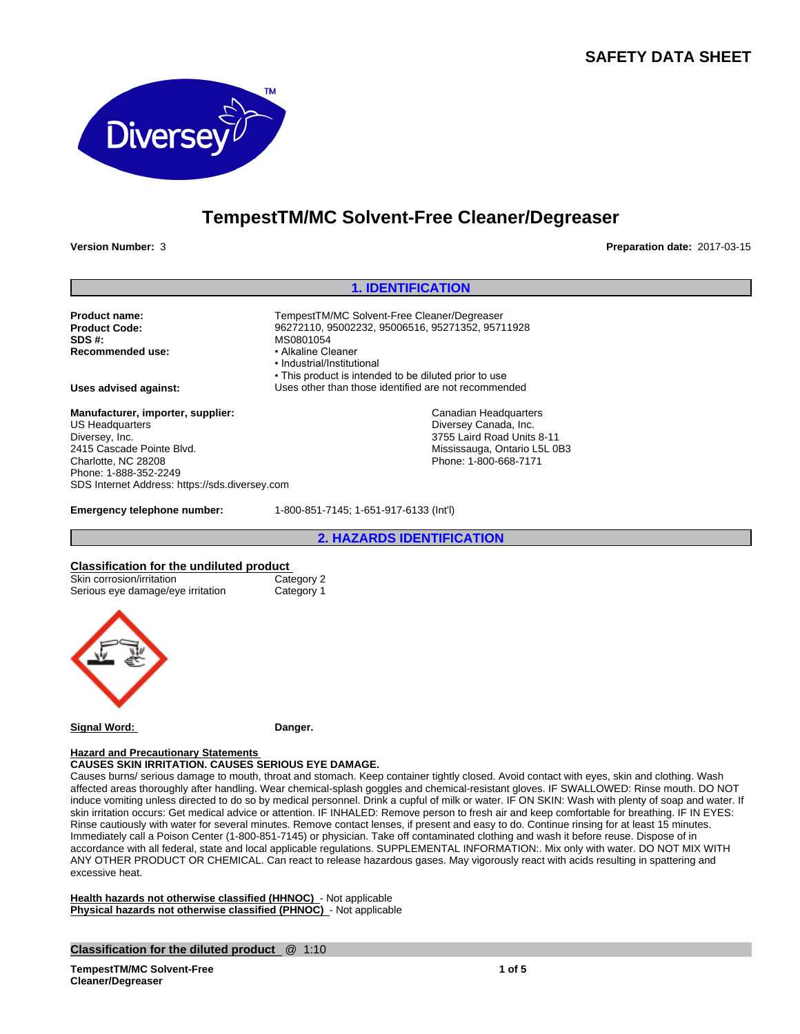# SAFETY DATA SHEET

# TempestTM/MC Solvent-Free Cleaner/Degreaser

**Version Number:** 3

**Preparation date:** 2017-03-15

## 1. IDENTIFICATION

**Product name:** TempestTM/MC Solvent-Free Cleaner/Degreaser

**Product Code:** 96272110, 95002232, 95006516, 95271352, 95711928

**SDS #:** MS0801054

**Recommended use:**
- Alkaline Cleaner
- Industrial/Institutional
- This product is intended to be diluted prior to use

**Uses advised against:** Uses other than those identified are not recommended

**Manufacturer, importer, supplier:**

US Headquarters
Diversey, Inc.
2415 Cascade Pointe Blvd.
Charlotte, NC 28208
Phone: 1-888-352-2249
SDS Internet Address: https://sds.diversey.com

Canadian Headquarters
Diversey Canada, Inc.
3755 Laird Road Units 8-11
Mississauga, Ontario L5L 0B3
Phone: 1-800-668-7171

**Emergency telephone number:** 1-800-851-7145; 1-651-917-6133 (Int'l)

## 2. HAZARDS IDENTIFICATION

**Classification for the undiluted product**

| | |
|---|---|
| Skin corrosion/irritation | Category 2 |
| Serious eye damage/eye irritation | Category 1 |

**Signal Word:** **Danger.**

**Hazard and Precautionary Statements**

**CAUSES SKIN IRRITATION. CAUSES SERIOUS EYE DAMAGE.**

Causes burns/ serious damage to mouth, throat and stomach. Keep container tightly closed. Avoid contact with eyes, skin and clothing. Wash affected areas thoroughly after handling. Wear chemical-splash goggles and chemical-resistant gloves. IF SWALLOWED: Rinse mouth. DO NOT induce vomiting unless directed to do so by medical personnel. Drink a cupful of milk or water. IF ON SKIN: Wash with plenty of soap and water. If skin irritation occurs: Get medical advice or attention. IF INHALED: Remove person to fresh air and keep comfortable for breathing. IF IN EYES: Rinse cautiously with water for several minutes. Remove contact lenses, if present and easy to do. Continue rinsing for at least 15 minutes. Immediately call a Poison Center (1-800-851-7145) or physician. Take off contaminated clothing and wash it before reuse. Dispose of in accordance with all federal, state and local applicable regulations. SUPPLEMENTAL INFORMATION:. Mix only with water. DO NOT MIX WITH ANY OTHER PRODUCT OR CHEMICAL. Can react to release hazardous gases. May vigorously react with acids resulting in spattering and excessive heat.

**Health hazards not otherwise classified (HHNOC)** - Not applicable
**Physical hazards not otherwise classified (PHNOC)** - Not applicable

**Classification for the diluted product** @ 1:10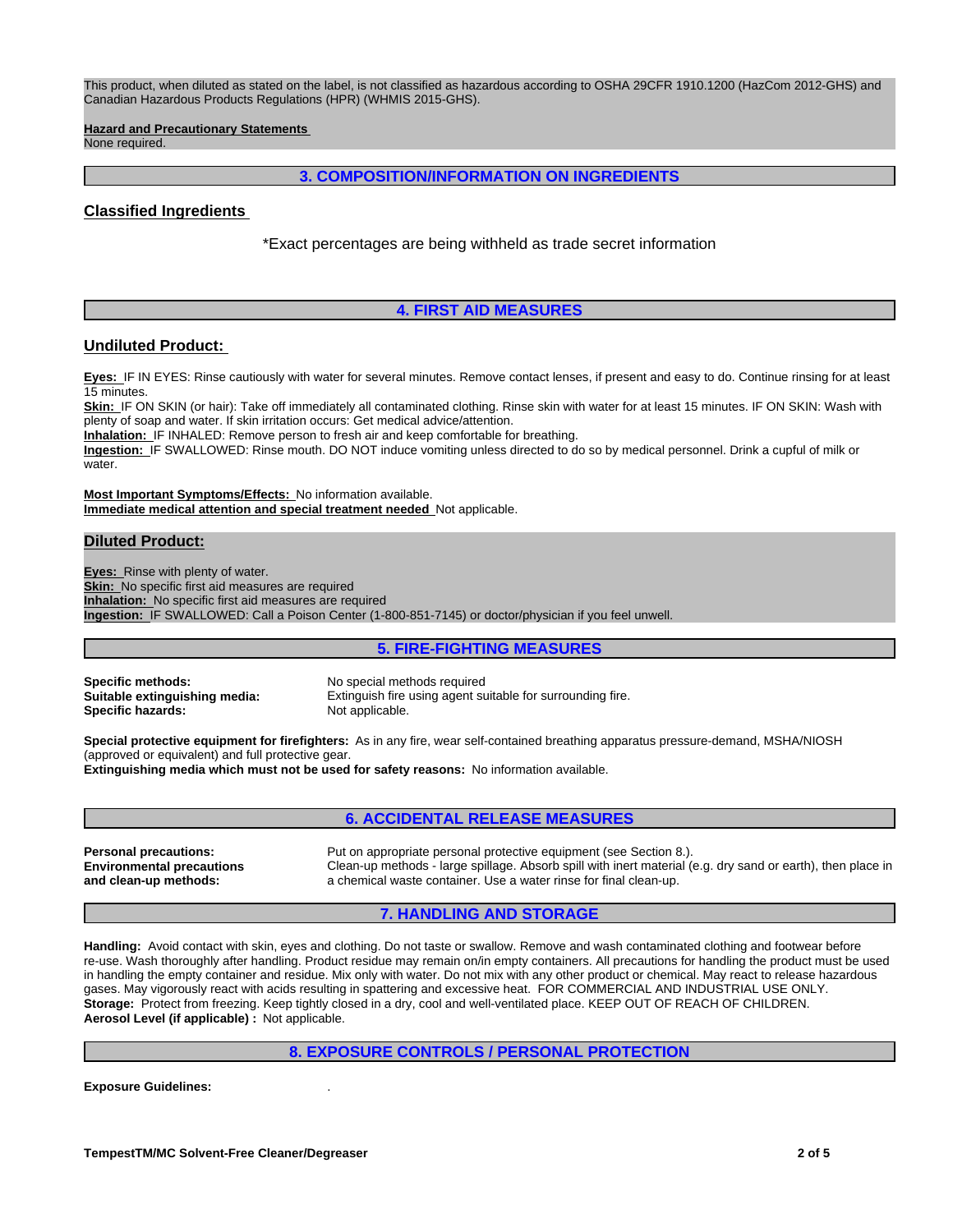This product, when diluted as stated on the label, is not classified as hazardous according to OSHA 29CFR 1910.1200 (HazCom 2012-GHS) and Canadian Hazardous Products Regulations (HPR) (WHMIS 2015-GHS).

**Hazard and Precautionary Statements**
None required.

## 3. COMPOSITION/INFORMATION ON INGREDIENTS

### Classified Ingredients

*Exact percentages are being withheld as trade secret information

## 4. FIRST AID MEASURES

### Undiluted Product:

**Eyes:** IF IN EYES: Rinse cautiously with water for several minutes. Remove contact lenses, if present and easy to do. Continue rinsing for at least 15 minutes.
**Skin:** IF ON SKIN (or hair): Take off immediately all contaminated clothing. Rinse skin with water for at least 15 minutes. IF ON SKIN: Wash with plenty of soap and water. If skin irritation occurs: Get medical advice/attention.
**Inhalation:** IF INHALED: Remove person to fresh air and keep comfortable for breathing.
**Ingestion:** IF SWALLOWED: Rinse mouth. DO NOT induce vomiting unless directed to do so by medical personnel. Drink a cupful of milk or water.

**Most Important Symptoms/Effects:** No information available.
**Immediate medical attention and special treatment needed** Not applicable.

### Diluted Product:

**Eyes:** Rinse with plenty of water.
**Skin:** No specific first aid measures are required
**Inhalation:** No specific first aid measures are required
**Ingestion:** IF SWALLOWED: Call a Poison Center (1-800-851-7145) or doctor/physician if you feel unwell.

## 5. FIRE-FIGHTING MEASURES

**Specific methods:** No special methods required
**Suitable extinguishing media:** Extinguish fire using agent suitable for surrounding fire.
**Specific hazards:** Not applicable.

**Special protective equipment for firefighters:** As in any fire, wear self-contained breathing apparatus pressure-demand, MSHA/NIOSH (approved or equivalent) and full protective gear.
**Extinguishing media which must not be used for safety reasons:** No information available.

## 6. ACCIDENTAL RELEASE MEASURES

**Personal precautions:** Put on appropriate personal protective equipment (see Section 8.).
**Environmental precautions and clean-up methods:** Clean-up methods - large spillage. Absorb spill with inert material (e.g. dry sand or earth), then place in a chemical waste container. Use a water rinse for final clean-up.

## 7. HANDLING AND STORAGE

**Handling:** Avoid contact with skin, eyes and clothing. Do not taste or swallow. Remove and wash contaminated clothing and footwear before re-use. Wash thoroughly after handling. Product residue may remain on/in empty containers. All precautions for handling the product must be used in handling the empty container and residue. Mix only with water. Do not mix with any other product or chemical. May react to release hazardous gases. May vigorously react with acids resulting in spattering and excessive heat. FOR COMMERCIAL AND INDUSTRIAL USE ONLY.
**Storage:** Protect from freezing. Keep tightly closed in a dry, cool and well-ventilated place. KEEP OUT OF REACH OF CHILDREN.
**Aerosol Level (if applicable) :** Not applicable.

## 8. EXPOSURE CONTROLS / PERSONAL PROTECTION

**Exposure Guidelines:** .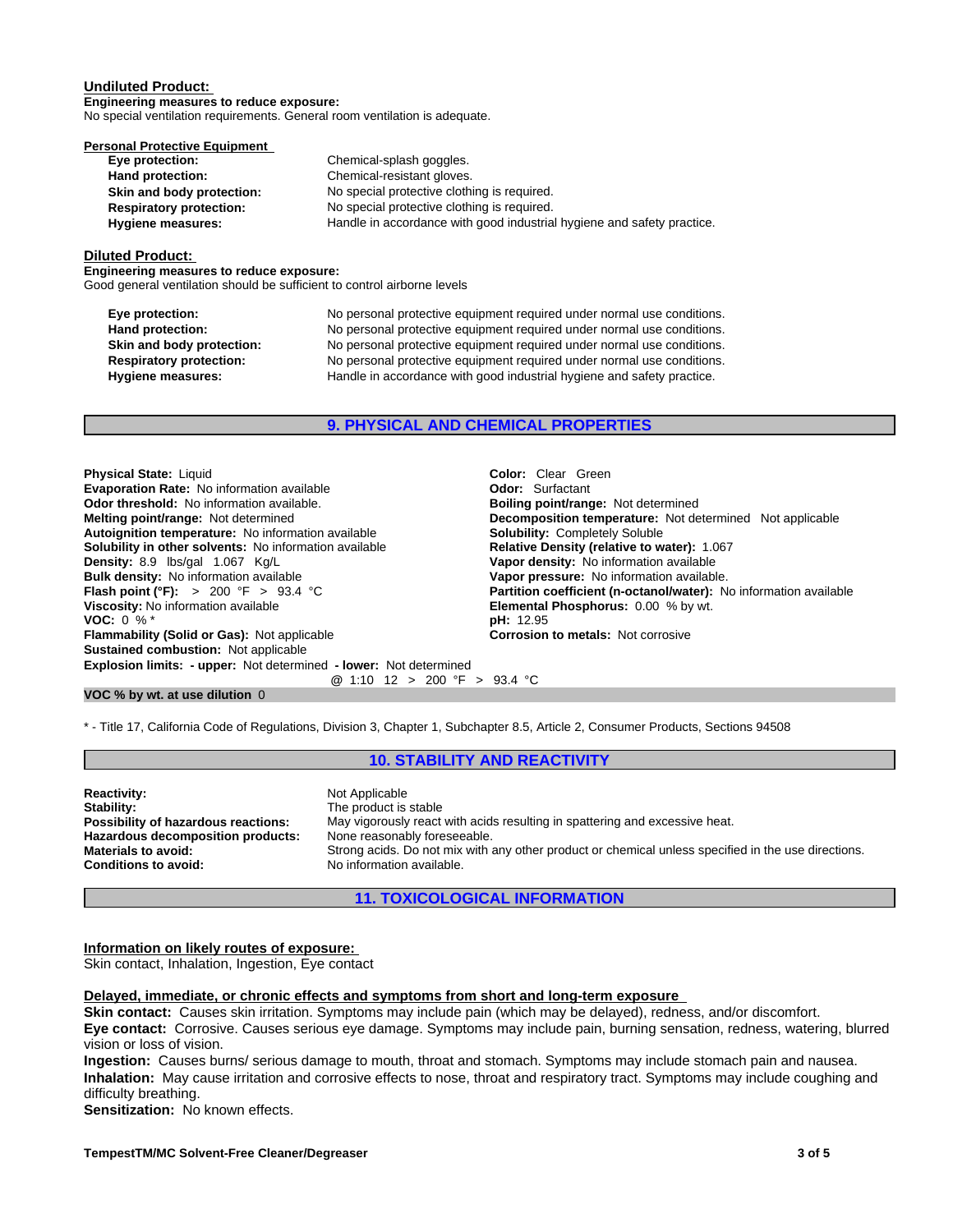### Undiluted Product:

**Engineering measures to reduce exposure:**
No special ventilation requirements. General room ventilation is adequate.

**Personal Protective Equipment**

| | |
|---|---|
| **Eye protection:** | Chemical-splash goggles. |
| **Hand protection:** | Chemical-resistant gloves. |
| **Skin and body protection:** | No special protective clothing is required. |
| **Respiratory protection:** | No special protective clothing is required. |
| **Hygiene measures:** | Handle in accordance with good industrial hygiene and safety practice. |

### Diluted Product:

**Engineering measures to reduce exposure:**
Good general ventilation should be sufficient to control airborne levels

| | |
|---|---|
| **Eye protection:** | No personal protective equipment required under normal use conditions. |
| **Hand protection:** | No personal protective equipment required under normal use conditions. |
| **Skin and body protection:** | No personal protective equipment required under normal use conditions. |
| **Respiratory protection:** | No personal protective equipment required under normal use conditions. |
| **Hygiene measures:** | Handle in accordance with good industrial hygiene and safety practice. |

## 9. PHYSICAL AND CHEMICAL PROPERTIES

**Physical State:** Liquid
**Evaporation Rate:** No information available
**Odor threshold:** No information available.
**Melting point/range:** Not determined
**Autoignition temperature:** No information available
**Solubility in other solvents:** No information available
**Density:** 8.9 lbs/gal 1.067 Kg/L
**Bulk density:** No information available
**Flash point (°F):** > 200 °F > 93.4 °C
**Viscosity:** No information available
**VOC:** 0 % *
**Flammability (Solid or Gas):** Not applicable
**Sustained combustion:** Not applicable
**Explosion limits: - upper:** Not determined **- lower:** Not determined

**Color:** Clear Green
**Odor:** Surfactant
**Boiling point/range:** Not determined
**Decomposition temperature:** Not determined Not applicable
**Solubility:** Completely Soluble
**Relative Density (relative to water):** 1.067
**Vapor density:** No information available
**Vapor pressure:** No information available.
**Partition coefficient (n-octanol/water):** No information available
**Elemental Phosphorus:** 0.00 % by wt.
**pH:** 12.95
**Corrosion to metals:** Not corrosive

@ 1:10 12 > 200 °F > 93.4 °C

**VOC % by wt. at use dilution** 0

* - Title 17, California Code of Regulations, Division 3, Chapter 1, Subchapter 8.5, Article 2, Consumer Products, Sections 94508

## 10. STABILITY AND REACTIVITY

| | |
|---|---|
| **Reactivity:** | Not Applicable |
| **Stability:** | The product is stable |
| **Possibility of hazardous reactions:** | May vigorously react with acids resulting in spattering and excessive heat. |
| **Hazardous decomposition products:** | None reasonably foreseeable. |
| **Materials to avoid:** | Strong acids. Do not mix with any other product or chemical unless specified in the use directions. |
| **Conditions to avoid:** | No information available. |

## 11. TOXICOLOGICAL INFORMATION

**Information on likely routes of exposure:**
Skin contact, Inhalation, Ingestion, Eye contact

**Delayed, immediate, or chronic effects and symptoms from short and long-term exposure**

**Skin contact:** Causes skin irritation. Symptoms may include pain (which may be delayed), redness, and/or discomfort.
**Eye contact:** Corrosive. Causes serious eye damage. Symptoms may include pain, burning sensation, redness, watering, blurred vision or loss of vision.
**Ingestion:** Causes burns/ serious damage to mouth, throat and stomach. Symptoms may include stomach pain and nausea.
**Inhalation:** May cause irritation and corrosive effects to nose, throat and respiratory tract. Symptoms may include coughing and difficulty breathing.
**Sensitization:** No known effects.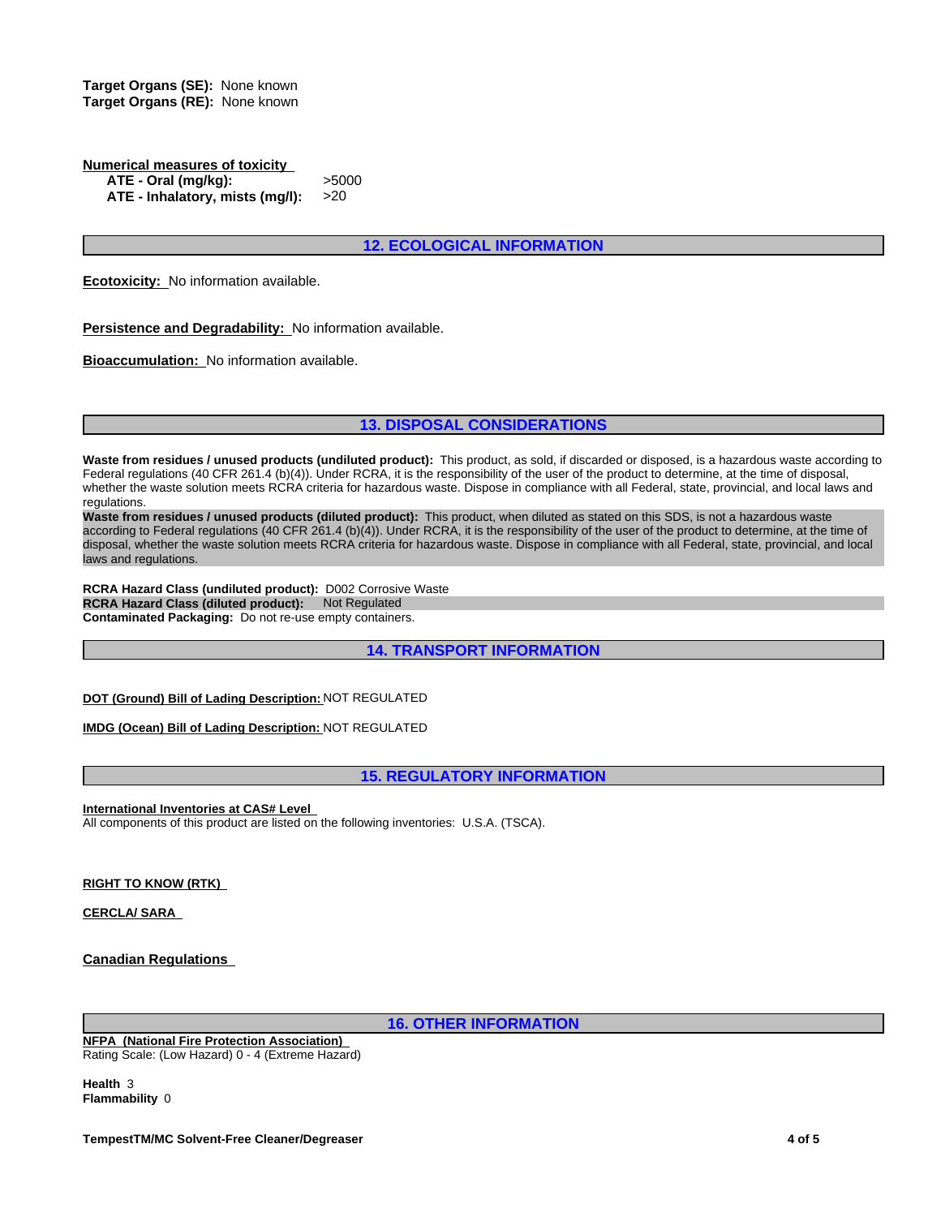**Target Organs (SE):** None known
**Target Organs (RE):** None known

**Numerical measures of toxicity**

| | |
|---|---|
| **ATE - Oral (mg/kg):** | >5000 |
| **ATE - Inhalatory, mists (mg/l):** | >20 |

## 12. ECOLOGICAL INFORMATION

**Ecotoxicity:** No information available.

**Persistence and Degradability:** No information available.

**Bioaccumulation:** No information available.

## 13. DISPOSAL CONSIDERATIONS

**Waste from residues / unused products (undiluted product):** This product, as sold, if discarded or disposed, is a hazardous waste according to Federal regulations (40 CFR 261.4 (b)(4)). Under RCRA, it is the responsibility of the user of the product to determine, at the time of disposal, whether the waste solution meets RCRA criteria for hazardous waste. Dispose in compliance with all Federal, state, provincial, and local laws and regulations.

**Waste from residues / unused products (diluted product):** This product, when diluted as stated on this SDS, is not a hazardous waste according to Federal regulations (40 CFR 261.4 (b)(4)). Under RCRA, it is the responsibility of the user of the product to determine, at the time of disposal, whether the waste solution meets RCRA criteria for hazardous waste. Dispose in compliance with all Federal, state, provincial, and local laws and regulations.

**RCRA Hazard Class (undiluted product):** D002 Corrosive Waste
**RCRA Hazard Class (diluted product):** Not Regulated
**Contaminated Packaging:** Do not re-use empty containers.

## 14. TRANSPORT INFORMATION

**DOT (Ground) Bill of Lading Description:** NOT REGULATED

**IMDG (Ocean) Bill of Lading Description:** NOT REGULATED

## 15. REGULATORY INFORMATION

**International Inventories at CAS# Level**
All components of this product are listed on the following inventories: U.S.A. (TSCA).

**RIGHT TO KNOW (RTK)**

**CERCLA/ SARA**

**Canadian Regulations**

## 16. OTHER INFORMATION

**NFPA (National Fire Protection Association)**
Rating Scale: (Low Hazard) 0 - 4 (Extreme Hazard)

**Health** 3
**Flammability** 0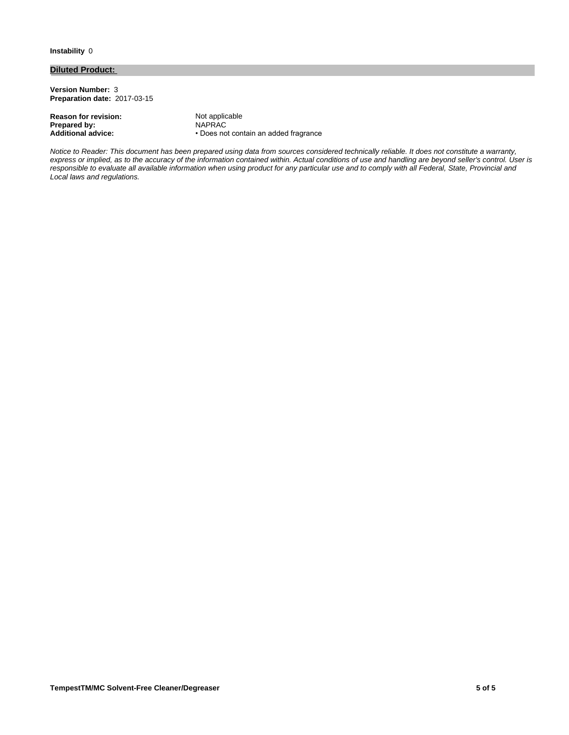**Instability** 0

## **Diluted Product:**

**Version Number:** 3
**Preparation date:** 2017-03-15

**Reason for revision:** Not applicable
**Prepared by:** NAPRAC
**Additional advice:** • Does not contain an added fragrance

*Notice to Reader: This document has been prepared using data from sources considered technically reliable. It does not constitute a warranty, express or implied, as to the accuracy of the information contained within. Actual conditions of use and handling are beyond seller's control. User is responsible to evaluate all available information when using product for any particular use and to comply with all Federal, State, Provincial and Local laws and regulations.*